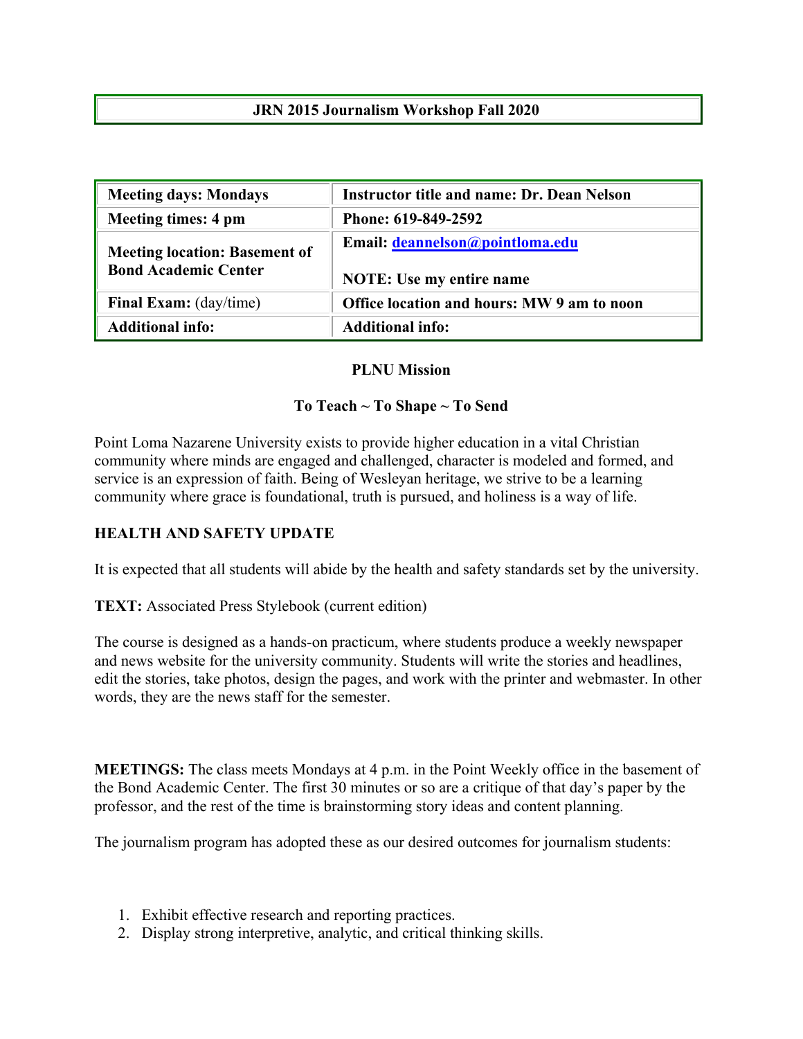| JRN 2015 Journalism Workshop Fall 2020 |
| --- |

| | |
| --- | --- |
| **Meeting days: Mondays** | **Instructor title and name: Dr. Dean Nelson** |
| **Meeting times: 4 pm** | **Phone: 619-849-2592** |
| **Meeting location: Basement of Bond Academic Center** | **Email: deannelson@pointloma.edu** <br><br> **NOTE: Use my entire name** |
| **Final Exam:** (day/time) | **Office location and hours: MW 9 am to noon** |
| **Additional info:** | **Additional info:** |

## PLNU Mission

### To Teach ~ To Shape ~ To Send

Point Loma Nazarene University exists to provide higher education in a vital Christian community where minds are engaged and challenged, character is modeled and formed, and service is an expression of faith. Being of Wesleyan heritage, we strive to be a learning community where grace is foundational, truth is pursued, and holiness is a way of life.

**HEALTH AND SAFETY UPDATE**

It is expected that all students will abide by the health and safety standards set by the university.

**TEXT:** Associated Press Stylebook (current edition)

The course is designed as a hands-on practicum, where students produce a weekly newspaper and news website for the university community. Students will write the stories and headlines, edit the stories, take photos, design the pages, and work with the printer and webmaster. In other words, they are the news staff for the semester.

**MEETINGS:** The class meets Mondays at 4 p.m. in the Point Weekly office in the basement of the Bond Academic Center. The first 30 minutes or so are a critique of that day's paper by the professor, and the rest of the time is brainstorming story ideas and content planning.

The journalism program has adopted these as our desired outcomes for journalism students:

1. Exhibit effective research and reporting practices.
2. Display strong interpretive, analytic, and critical thinking skills.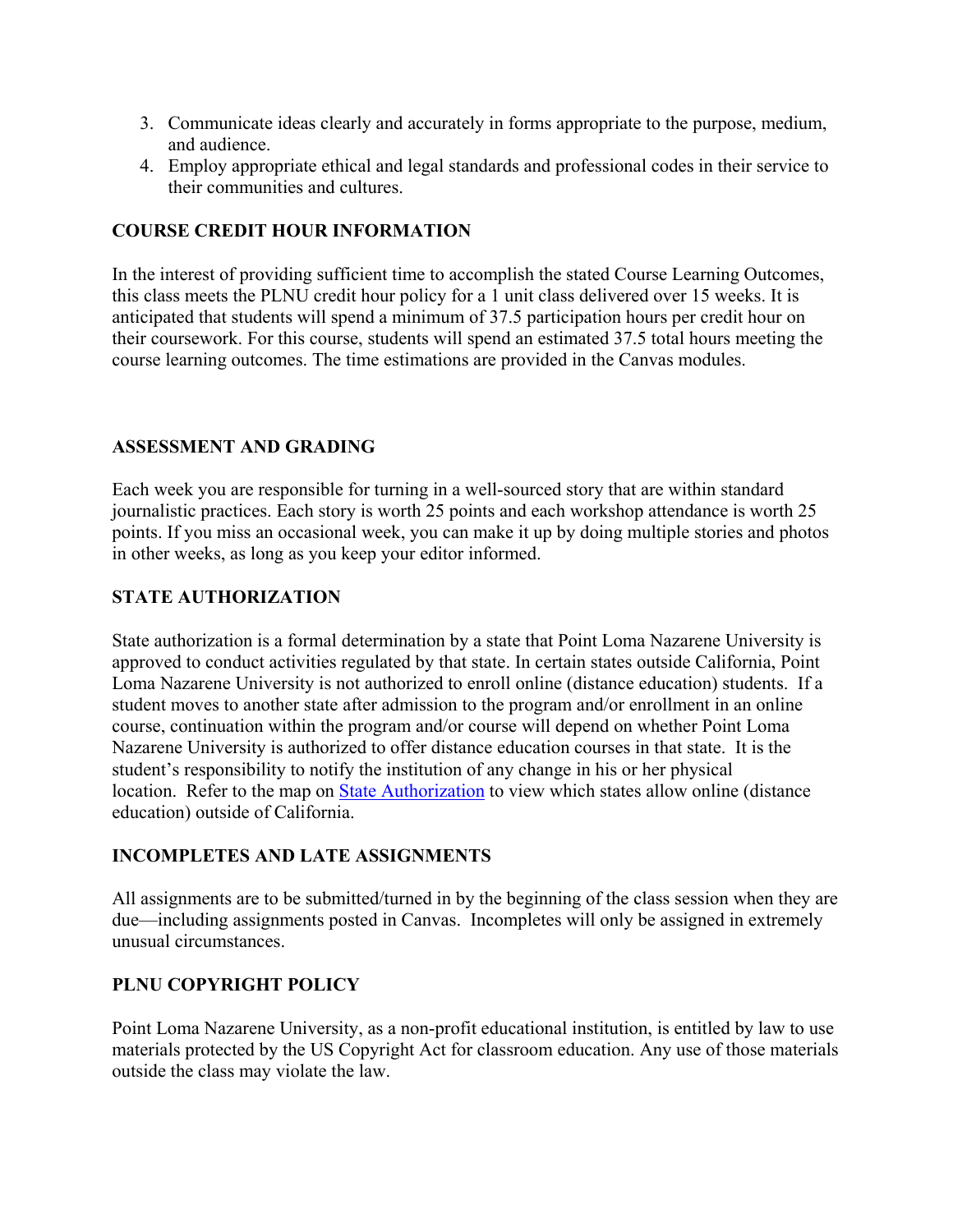3. Communicate ideas clearly and accurately in forms appropriate to the purpose, medium, and audience.
4. Employ appropriate ethical and legal standards and professional codes in their service to their communities and cultures.

**COURSE CREDIT HOUR INFORMATION**

In the interest of providing sufficient time to accomplish the stated Course Learning Outcomes, this class meets the PLNU credit hour policy for a 1 unit class delivered over 15 weeks. It is anticipated that students will spend a minimum of 37.5 participation hours per credit hour on their coursework. For this course, students will spend an estimated 37.5 total hours meeting the course learning outcomes. The time estimations are provided in the Canvas modules.

**ASSESSMENT AND GRADING**

Each week you are responsible for turning in a well-sourced story that are within standard journalistic practices. Each story is worth 25 points and each workshop attendance is worth 25 points. If you miss an occasional week, you can make it up by doing multiple stories and photos in other weeks, as long as you keep your editor informed.

**STATE AUTHORIZATION**

State authorization is a formal determination by a state that Point Loma Nazarene University is approved to conduct activities regulated by that state. In certain states outside California, Point Loma Nazarene University is not authorized to enroll online (distance education) students. If a student moves to another state after admission to the program and/or enrollment in an online course, continuation within the program and/or course will depend on whether Point Loma Nazarene University is authorized to offer distance education courses in that state. It is the student's responsibility to notify the institution of any change in his or her physical location. Refer to the map on State Authorization to view which states allow online (distance education) outside of California.

**INCOMPLETES AND LATE ASSIGNMENTS**

All assignments are to be submitted/turned in by the beginning of the class session when they are due—including assignments posted in Canvas. Incompletes will only be assigned in extremely unusual circumstances.

**PLNU COPYRIGHT POLICY**

Point Loma Nazarene University, as a non-profit educational institution, is entitled by law to use materials protected by the US Copyright Act for classroom education. Any use of those materials outside the class may violate the law.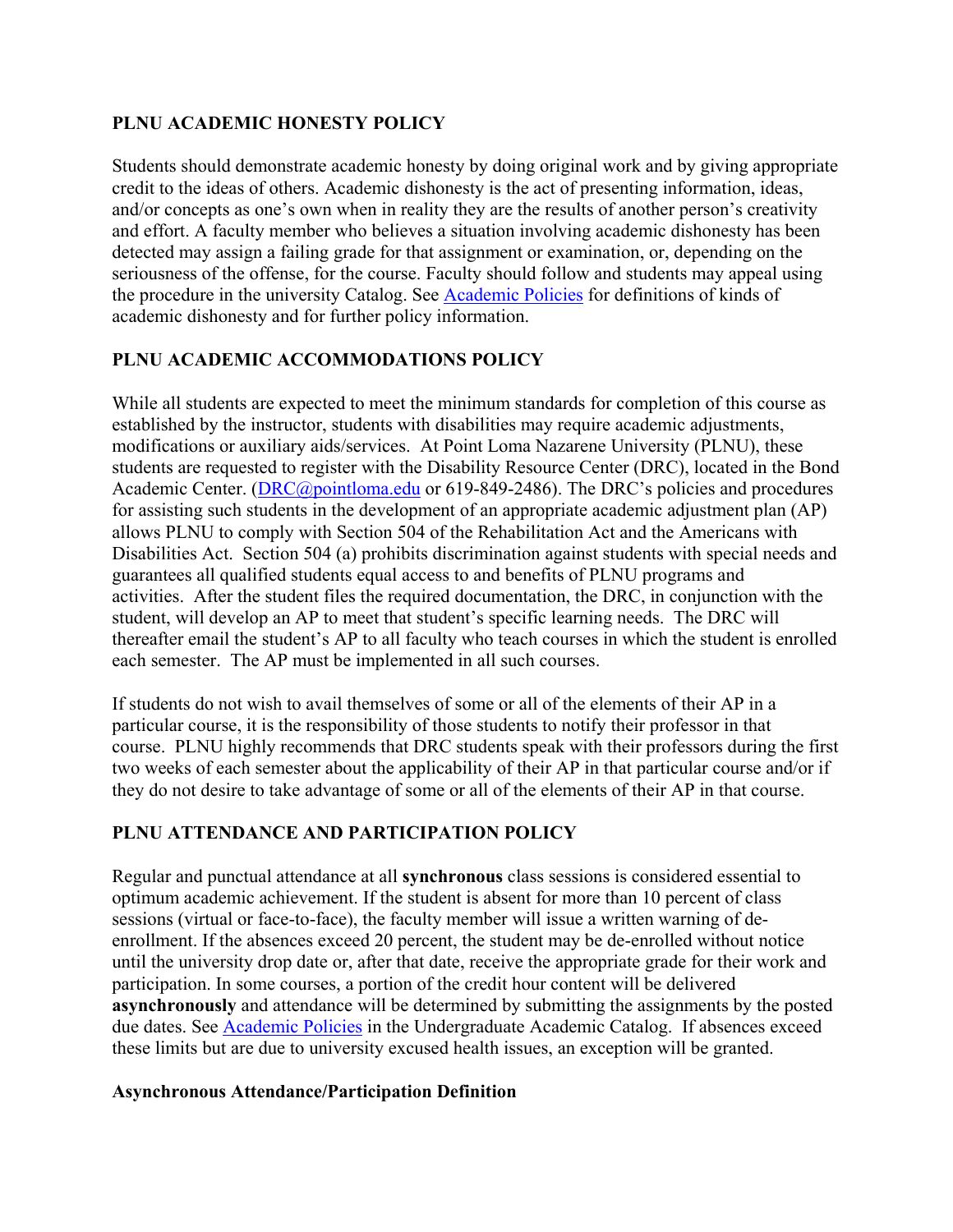## PLNU ACADEMIC HONESTY POLICY

Students should demonstrate academic honesty by doing original work and by giving appropriate credit to the ideas of others. Academic dishonesty is the act of presenting information, ideas, and/or concepts as one's own when in reality they are the results of another person's creativity and effort. A faculty member who believes a situation involving academic dishonesty has been detected may assign a failing grade for that assignment or examination, or, depending on the seriousness of the offense, for the course. Faculty should follow and students may appeal using the procedure in the university Catalog. See [Academic Policies] for definitions of kinds of academic dishonesty and for further policy information.

## PLNU ACADEMIC ACCOMMODATIONS POLICY

While all students are expected to meet the minimum standards for completion of this course as established by the instructor, students with disabilities may require academic adjustments, modifications or auxiliary aids/services. At Point Loma Nazarene University (PLNU), these students are requested to register with the Disability Resource Center (DRC), located in the Bond Academic Center. (DRC@pointloma.edu or 619-849-2486). The DRC's policies and procedures for assisting such students in the development of an appropriate academic adjustment plan (AP) allows PLNU to comply with Section 504 of the Rehabilitation Act and the Americans with Disabilities Act. Section 504 (a) prohibits discrimination against students with special needs and guarantees all qualified students equal access to and benefits of PLNU programs and activities. After the student files the required documentation, the DRC, in conjunction with the student, will develop an AP to meet that student's specific learning needs. The DRC will thereafter email the student's AP to all faculty who teach courses in which the student is enrolled each semester. The AP must be implemented in all such courses.

If students do not wish to avail themselves of some or all of the elements of their AP in a particular course, it is the responsibility of those students to notify their professor in that course. PLNU highly recommends that DRC students speak with their professors during the first two weeks of each semester about the applicability of their AP in that particular course and/or if they do not desire to take advantage of some or all of the elements of their AP in that course.

## PLNU ATTENDANCE AND PARTICIPATION POLICY

Regular and punctual attendance at all **synchronous** class sessions is considered essential to optimum academic achievement. If the student is absent for more than 10 percent of class sessions (virtual or face-to-face), the faculty member will issue a written warning of de-enrollment. If the absences exceed 20 percent, the student may be de-enrolled without notice until the university drop date or, after that date, receive the appropriate grade for their work and participation. In some courses, a portion of the credit hour content will be delivered **asynchronously** and attendance will be determined by submitting the assignments by the posted due dates. See [Academic Policies] in the Undergraduate Academic Catalog. If absences exceed these limits but are due to university excused health issues, an exception will be granted.

### Asynchronous Attendance/Participation Definition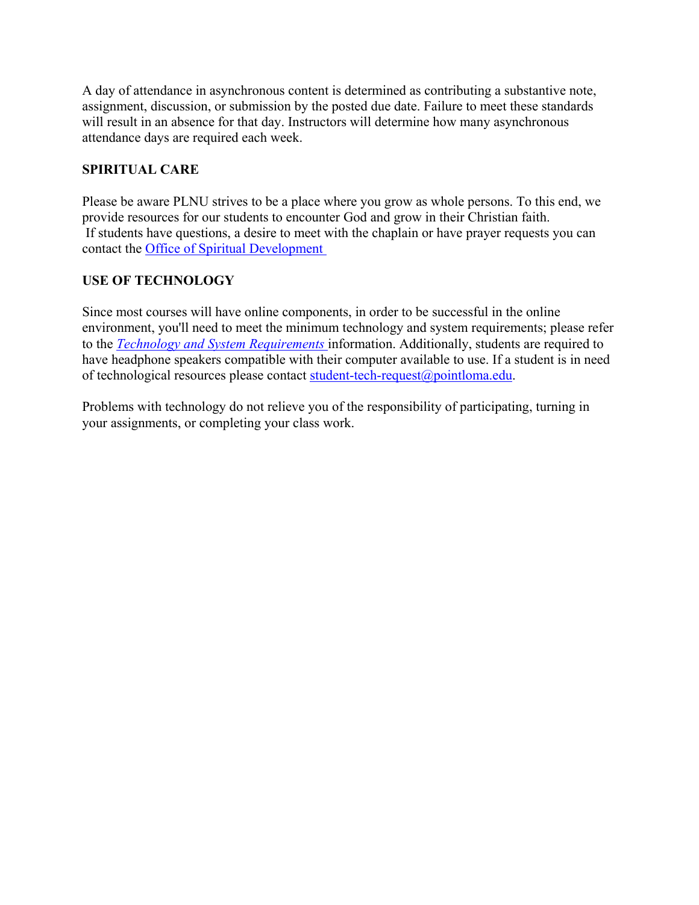A day of attendance in asynchronous content is determined as contributing a substantive note, assignment, discussion, or submission by the posted due date. Failure to meet these standards will result in an absence for that day. Instructors will determine how many asynchronous attendance days are required each week.

**SPIRITUAL CARE**

Please be aware PLNU strives to be a place where you grow as whole persons. To this end, we provide resources for our students to encounter God and grow in their Christian faith.
If students have questions, a desire to meet with the chaplain or have prayer requests you can contact the Office of Spiritual Development

**USE OF TECHNOLOGY**

Since most courses will have online components, in order to be successful in the online environment, you'll need to meet the minimum technology and system requirements; please refer to the *Technology and System Requirements* information. Additionally, students are required to have headphone speakers compatible with their computer available to use. If a student is in need of technological resources please contact student-tech-request@pointloma.edu.

Problems with technology do not relieve you of the responsibility of participating, turning in your assignments, or completing your class work.